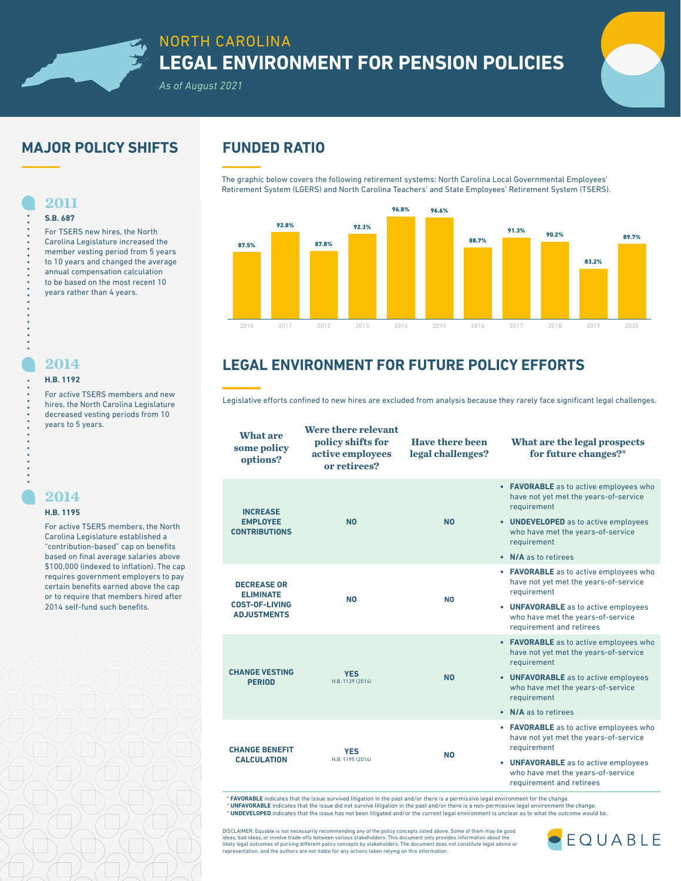# NORTH CAROLINA
# LEGAL ENVIRONMENT FOR PENSION POLICIES

*As of August 2021*

## MAJOR POLICY SHIFTS

### 2011
**S.B. 687**

For TSERS new hires, the North Carolina Legislature increased the member vesting period from 5 years to 10 years and changed the average annual compensation calculation to be based on the most recent 10 years rather than 4 years.

### 2014
**H.B. 1192**

For active TSERS members and new hires, the North Carolina Legislature decreased vesting periods from 10 years to 5 years.

### 2014
**H.B. 1195**

For active TSERS members, the North Carolina Legislature established a "contribution-based" cap on benefits based on final average salaries above $100,000 (indexed to inflation). The cap requires government employers to pay certain benefits earned above the cap or to require that members hired after 2014 self-fund such benefits.

## FUNDED RATIO

The graphic below covers the following retirement systems: North Carolina Local Governmental Employees' Retirement System (LGERS) and North Carolina Teachers' and State Employees' Retirement System (TSERS).

| Year | Funded Ratio |
|---|---|
| 2010 | 87.5% |
| 2011 | 92.8% |
| 2012 | 87.8% |
| 2013 | 92.3% |
| 2014 | 96.8% |
| 2015 | 96.6% |
| 2016 | 88.7% |
| 2017 | 91.3% |
| 2018 | 90.2% |
| 2019 | 83.2% |
| 2020 | 89.7% |

## LEGAL ENVIRONMENT FOR FUTURE POLICY EFFORTS

Legislative efforts confined to new hires are excluded from analysis because they rarely face significant legal challenges.

| What are some policy options? | Were there relevant policy shifts for active employees or retirees? | Have there been legal challenges? | What are the legal prospects for future changes?* |
|---|---|---|---|
| INCREASE EMPLOYEE CONTRIBUTIONS | NO | NO | • **FAVORABLE** as to active employees who have not yet met the years-of-service requirement<br>• **UNDEVELOPED** as to active employees who have met the years-of-service requirement<br>• **N/A** as to retirees |
| DECREASE OR ELIMINATE COST-OF-LIVING ADJUSTMENTS | NO | NO | • **FAVORABLE** as to active employees who have not yet met the years-of-service requirement<br>• **UNFAVORABLE** as to active employees who have met the years-of-service requirement and retirees |
| CHANGE VESTING PERIOD | YES<br>H.B. 1129 (2014) | NO | • **FAVORABLE** as to active employees who have not yet met the years-of-service requirement<br>• **UNFAVORABLE** as to active employees who have met the years-of-service requirement<br>• **N/A** as to retirees |
| CHANGE BENEFIT CALCULATION | YES<br>H.B. 1195 (2014) | NO | • **FAVORABLE** as to active employees who have not yet met the years-of-service requirement<br>• **UNFAVORABLE** as to active employees who have met the years-of-service requirement and retirees |

\* **FAVORABLE** indicates that the issue survived litigation in the past and/or there is a permissive legal environment for the change.
\* **UNFAVORABLE** indicates that the issue did not survive litigation in the past and/or there is a non-permissive legal environment the change.
\* **UNDEVELOPED** indicates that the issue has not been litigated and/or the current legal environment is unclear as to what the outcome would be.

DISCLAIMER: Equable is not necessarily recommending any of the policy concepts listed above. Some of them may be good ideas, bad ideas, or involve trade-offs between various stakeholders. This document only provides information about the likely legal outcomes of pursuing different policy concepts by stakeholders. The document does not constitute legal advice or representation, and the authors are not liable for any actions taken relying on this information.

EQUABLE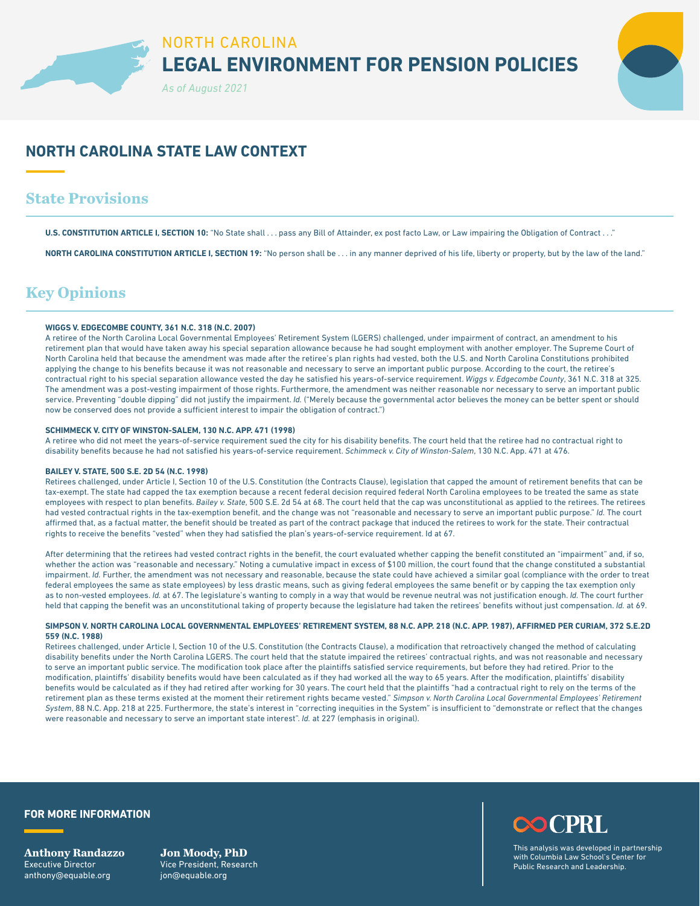# NORTH CAROLINA

# LEGAL ENVIRONMENT FOR PENSION POLICIES

*As of August 2021*

## NORTH CAROLINA STATE LAW CONTEXT

### State Provisions

**U.S. CONSTITUTION ARTICLE I, SECTION 10:** "No State shall . . . pass any Bill of Attainder, ex post facto Law, or Law impairing the Obligation of Contract . . ."

**NORTH CAROLINA CONSTITUTION ARTICLE I, SECTION 19:** "No person shall be . . . in any manner deprived of his life, liberty or property, but by the law of the land."

### Key Opinions

**WIGGS V. EDGECOMBE COUNTY, 361 N.C. 318 (N.C. 2007)**

A retiree of the North Carolina Local Governmental Employees' Retirement System (LGERS) challenged, under impairment of contract, an amendment to his retirement plan that would have taken away his special separation allowance because he had sought employment with another employer. The Supreme Court of North Carolina held that because the amendment was made after the retiree's plan rights had vested, both the U.S. and North Carolina Constitutions prohibited applying the change to his benefits because it was not reasonable and necessary to serve an important public purpose. According to the court, the retiree's contractual right to his special separation allowance vested the day he satisfied his years-of-service requirement. *Wiggs v. Edgecombe County*, 361 N.C. 318 at 325. The amendment was a post-vesting impairment of those rights. Furthermore, the amendment was neither reasonable nor necessary to serve an important public service. Preventing "double dipping" did not justify the impairment. *Id.* ("Merely because the governmental actor believes the money can be better spent or should now be conserved does not provide a sufficient interest to impair the obligation of contract.")

**SCHIMMECK V. CITY OF WINSTON-SALEM, 130 N.C. APP. 471 (1998)**

A retiree who did not meet the years-of-service requirement sued the city for his disability benefits. The court held that the retiree had no contractual right to disability benefits because he had not satisfied his years-of-service requirement. *Schimmeck v. City of Winston-Salem*, 130 N.C. App. 471 at 476.

**BAILEY V. STATE, 500 S.E. 2D 54 (N.C. 1998)**

Retirees challenged, under Article I, Section 10 of the U.S. Constitution (the Contracts Clause), legislation that capped the amount of retirement benefits that can be tax-exempt. The state had capped the tax exemption because a recent federal decision required federal North Carolina employees to be treated the same as state employees with respect to plan benefits. *Bailey v. State*, 500 S.E. 2d 54 at 68. The court held that the cap was unconstitutional as applied to the retirees. The retirees had vested contractual rights in the tax-exemption benefit, and the change was not "reasonable and necessary to serve an important public purpose." *Id.* The court affirmed that, as a factual matter, the benefit should be treated as part of the contract package that induced the retirees to work for the state. Their contractual rights to receive the benefits "vested" when they had satisfied the plan's years-of-service requirement. Id at 67.

After determining that the retirees had vested contract rights in the benefit, the court evaluated whether capping the benefit constituted an "impairment" and, if so, whether the action was "reasonable and necessary." Noting a cumulative impact in excess of $100 million, the court found that the change constituted a substantial impairment. *Id.* Further, the amendment was not necessary and reasonable, because the state could have achieved a similar goal (compliance with the order to treat federal employees the same as state employees) by less drastic means, such as giving federal employees the same benefit or by capping the tax exemption only as to non-vested employees. *Id.* at 67. The legislature's wanting to comply in a way that would be revenue neutral was not justification enough. *Id.* The court further held that capping the benefit was an unconstitutional taking of property because the legislature had taken the retirees' benefits without just compensation. *Id.* at 69.

**SIMPSON V. NORTH CAROLINA LOCAL GOVERNMENTAL EMPLOYEES' RETIREMENT SYSTEM, 88 N.C. APP. 218 (N.C. APP. 1987), AFFIRMED PER CURIAM, 372 S.E.2D 559 (N.C. 1988)**

Retirees challenged, under Article I, Section 10 of the U.S. Constitution (the Contracts Clause), a modification that retroactively changed the method of calculating disability benefits under the North Carolina LGERS. The court held that the statute impaired the retirees' contractual rights, and was not reasonable and necessary to serve an important public service. The modification took place after the plaintiffs satisfied service requirements, but before they had retired. Prior to the modification, plaintiffs' disability benefits would have been calculated as if they had worked all the way to 65 years. After the modification, plaintiffs' disability benefits would be calculated as if they had retired after working for 30 years. The court held that the plaintiffs "had a contractual right to rely on the terms of the retirement plan as these terms existed at the moment their retirement rights became vested." *Simpson v. North Carolina Local Governmental Employees' Retirement System*, 88 N.C. App. 218 at 225. Furthermore, the state's interest in "correcting inequities in the System" is insufficient to "demonstrate or reflect that the changes were reasonable and necessary to serve an important state interest". *Id.* at 227 (emphasis in original).

---

**FOR MORE INFORMATION**

**Anthony Randazzo**
Executive Director
anthony@equable.org

**Jon Moody, PhD**
Vice President, Research
jon@equable.org

CPRL

This analysis was developed in partnership with Columbia Law School's Center for Public Research and Leadership.